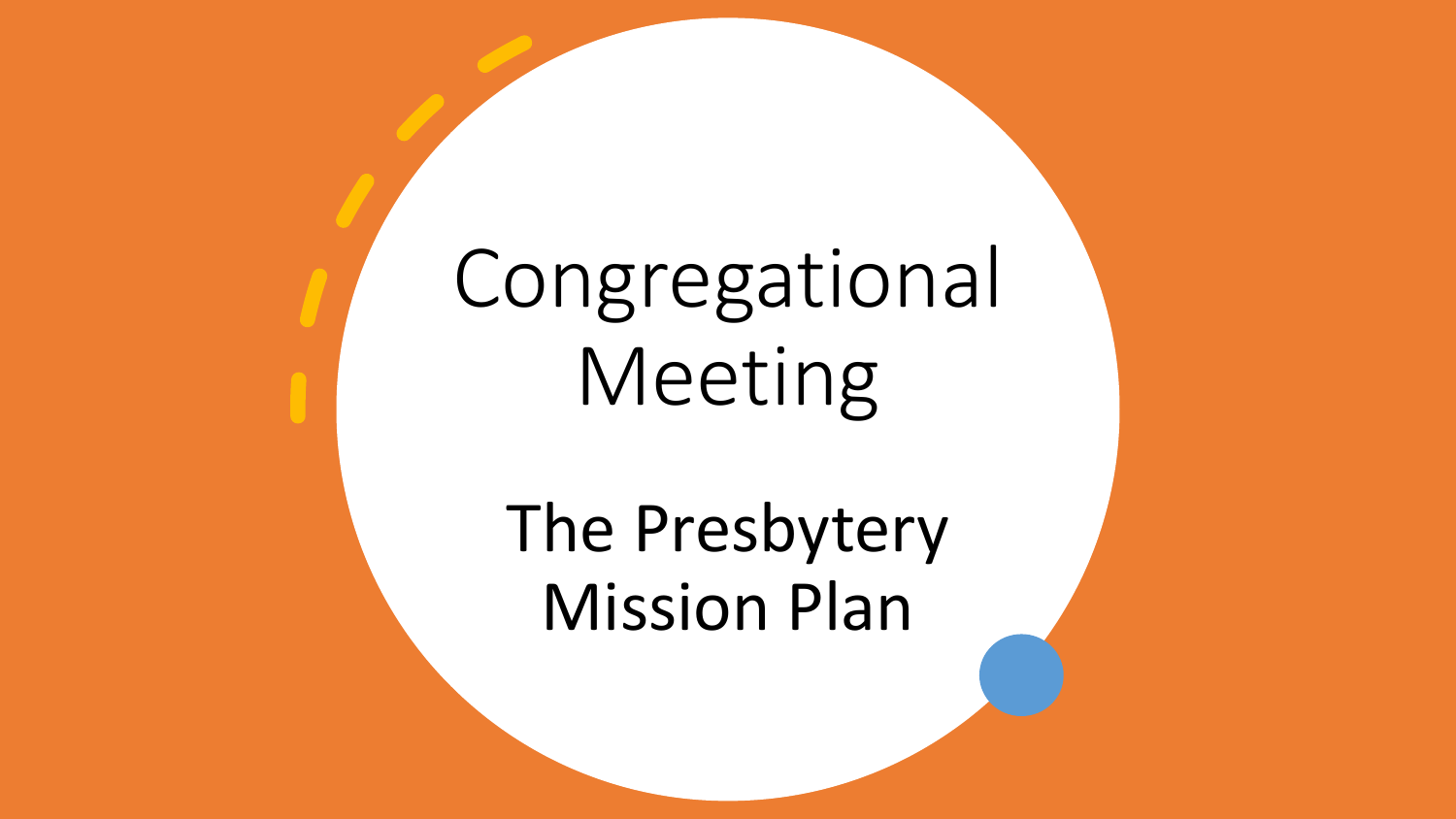# Congregational Meeting

## The Presbytery Mission Plan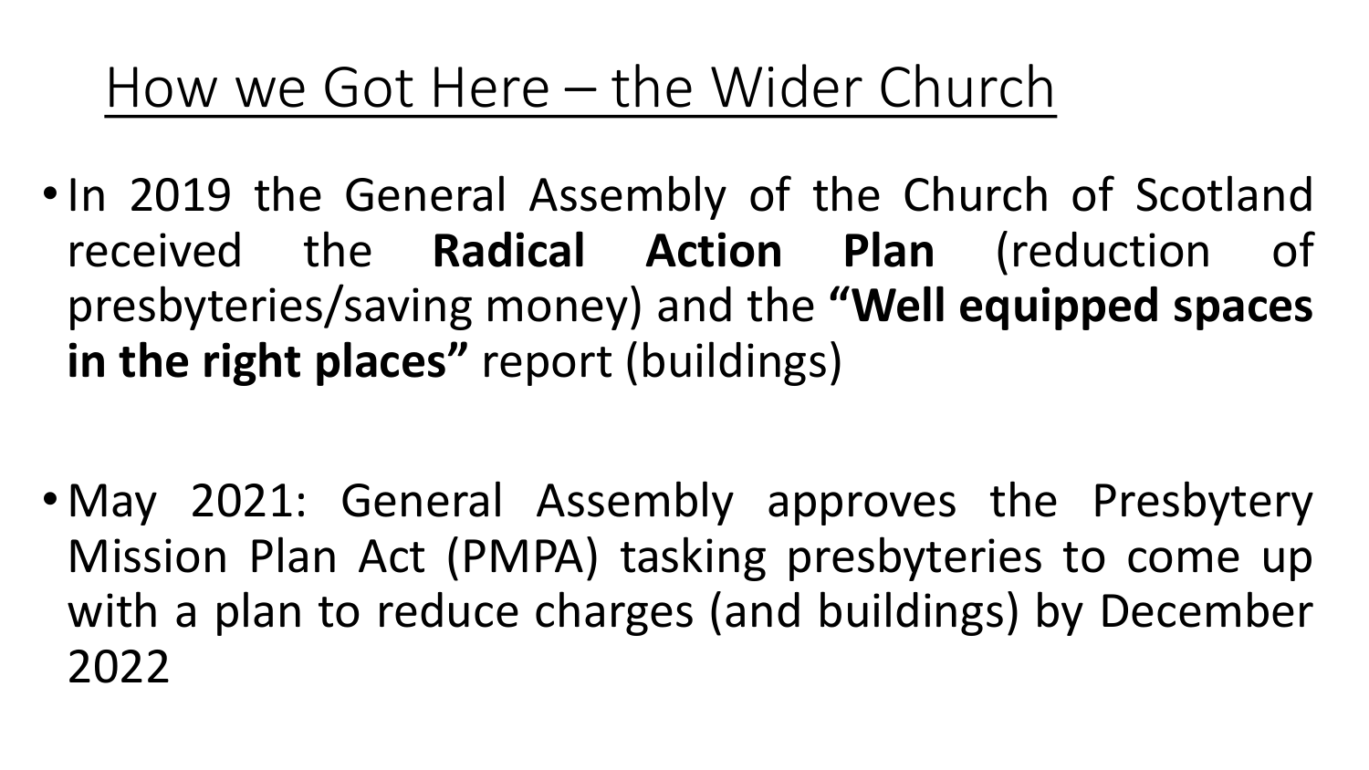# How we Got Here – the Wider Church

- In 2019 the General Assembly of the Church of Scotland received the **Radical Action Plan** (reduction of presbyteries/saving money) and the **“Well equipped spaces in the right places”** report (buildings)

- May 2021: General Assembly approves the Presbytery Mission Plan Act (PMPA) tasking presbyteries to come up with a plan to reduce charges (and buildings) by December 2022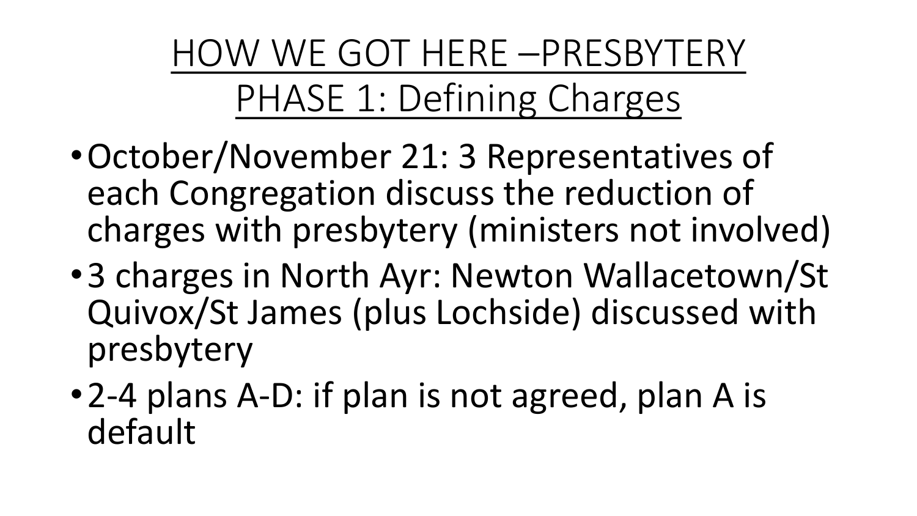# HOW WE GOT HERE –PRESBYTERY PHASE 1: Defining Charges

- October/November 21: 3 Representatives of each Congregation discuss the reduction of charges with presbytery (ministers not involved)
- 3 charges in North Ayr: Newton Wallacetown/St Quivox/St James (plus Lochside) discussed with presbytery
- 2-4 plans A-D: if plan is not agreed, plan A is default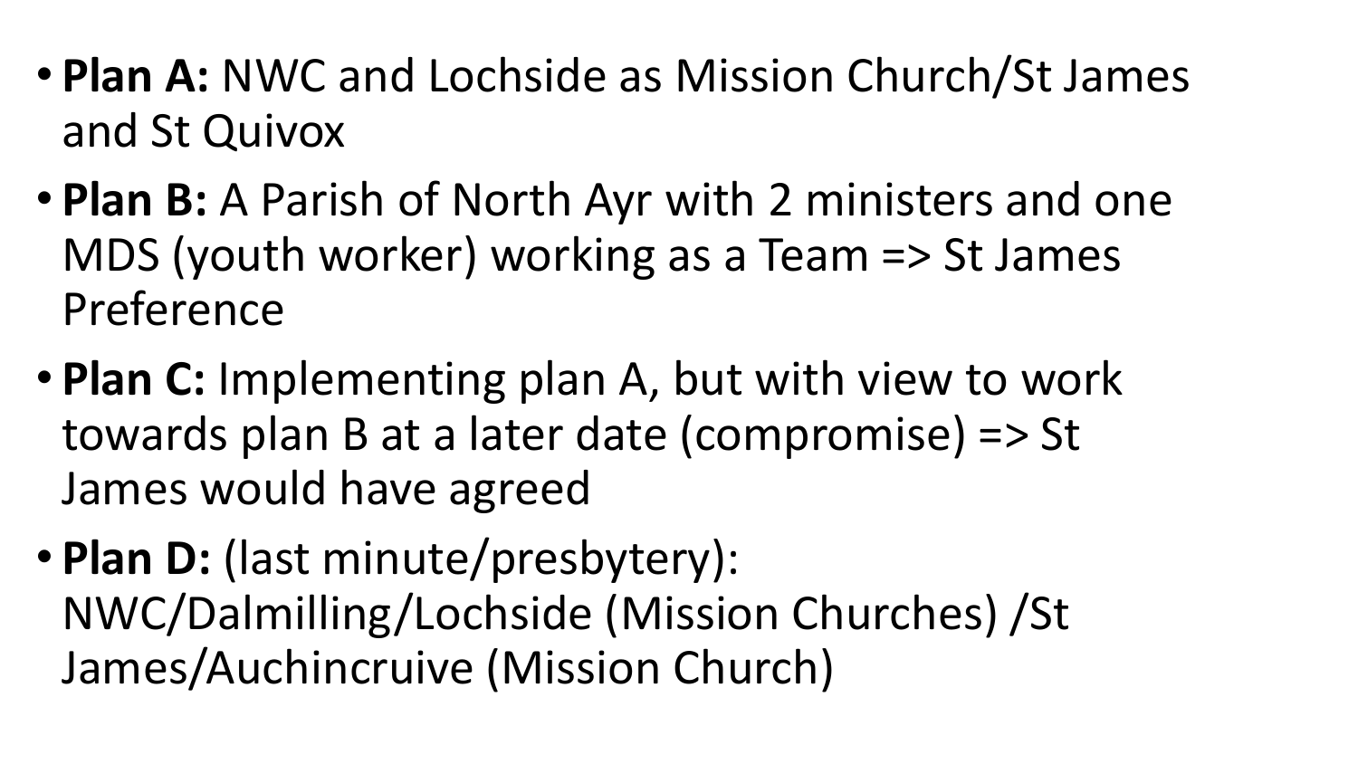- **Plan A:** NWC and Lochside as Mission Church/St James and St Quivox
- **Plan B:** A Parish of North Ayr with 2 ministers and one MDS (youth worker) working as a Team => St James Preference
- **Plan C:** Implementing plan A, but with view to work towards plan B at a later date (compromise) => St James would have agreed
- **Plan D:** (last minute/presbytery): NWC/Dalmilling/Lochside (Mission Churches) /St James/Auchincruive (Mission Church)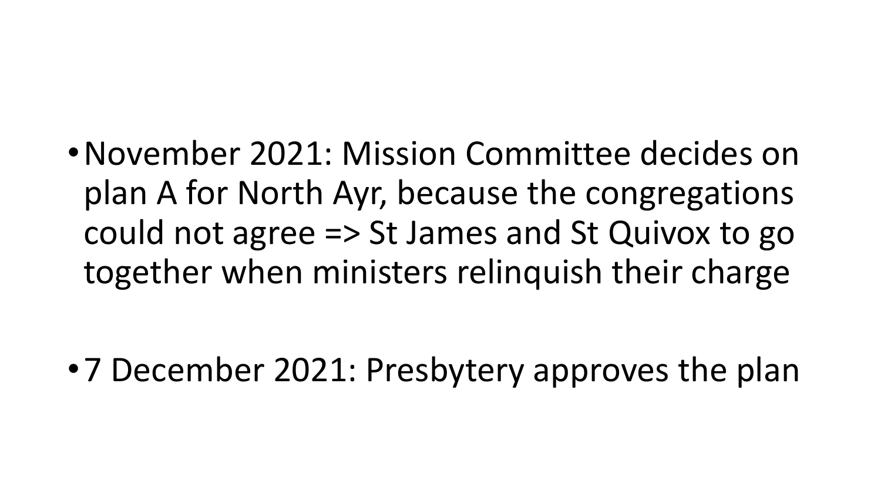- November 2021: Mission Committee decides on plan A for North Ayr, because the congregations could not agree => St James and St Quivox to go together when ministers relinquish their charge

- 7 December 2021: Presbytery approves the plan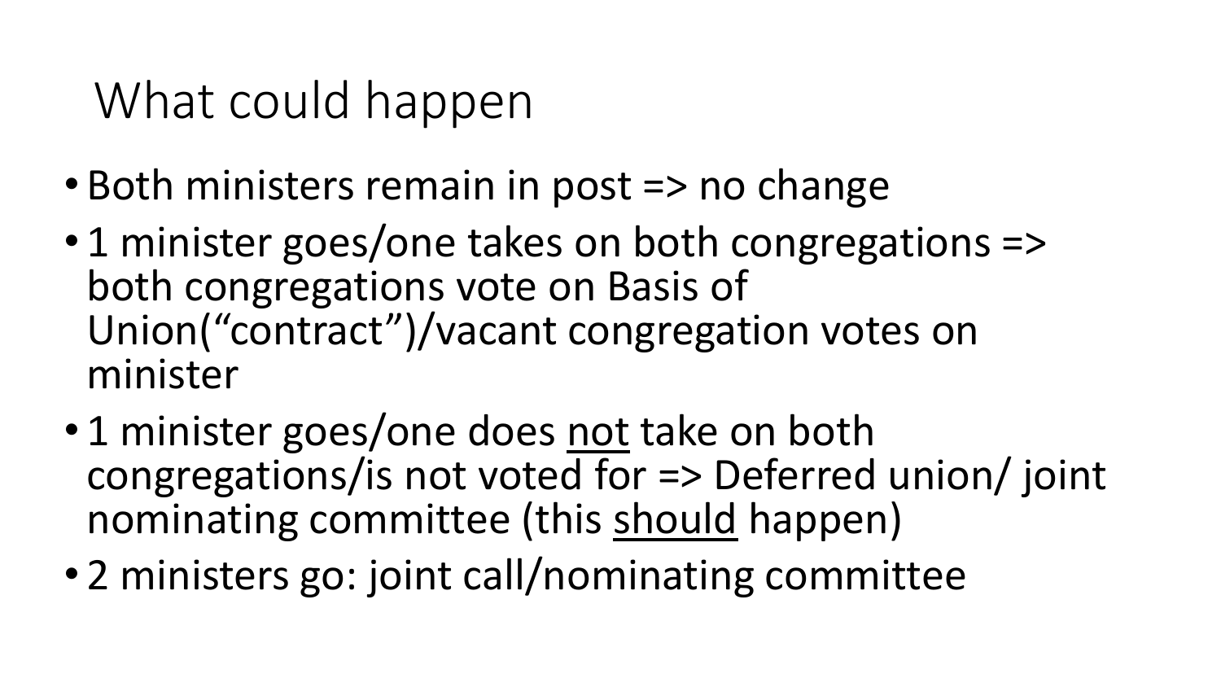# What could happen

- Both ministers remain in post => no change
- 1 minister goes/one takes on both congregations => both congregations vote on Basis of Union("contract")/vacant congregation votes on minister
- 1 minister goes/one does <u>not</u> take on both congregations/is not voted for => Deferred union/ joint nominating committee (this <u>should</u> happen)
- 2 ministers go: joint call/nominating committee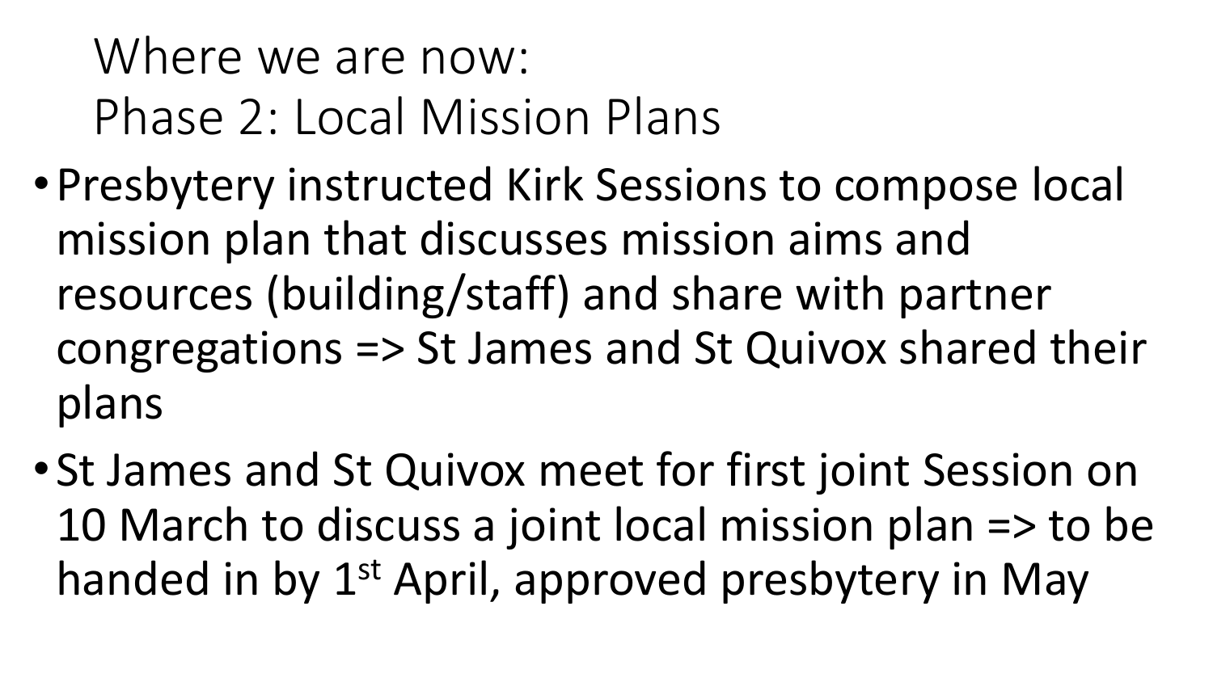# Where we are now:
# Phase 2: Local Mission Plans

- Presbytery instructed Kirk Sessions to compose local mission plan that discusses mission aims and resources (building/staff) and share with partner congregations => St James and St Quivox shared their plans
- St James and St Quivox meet for first joint Session on 10 March to discuss a joint local mission plan => to be handed in by 1st April, approved presbytery in May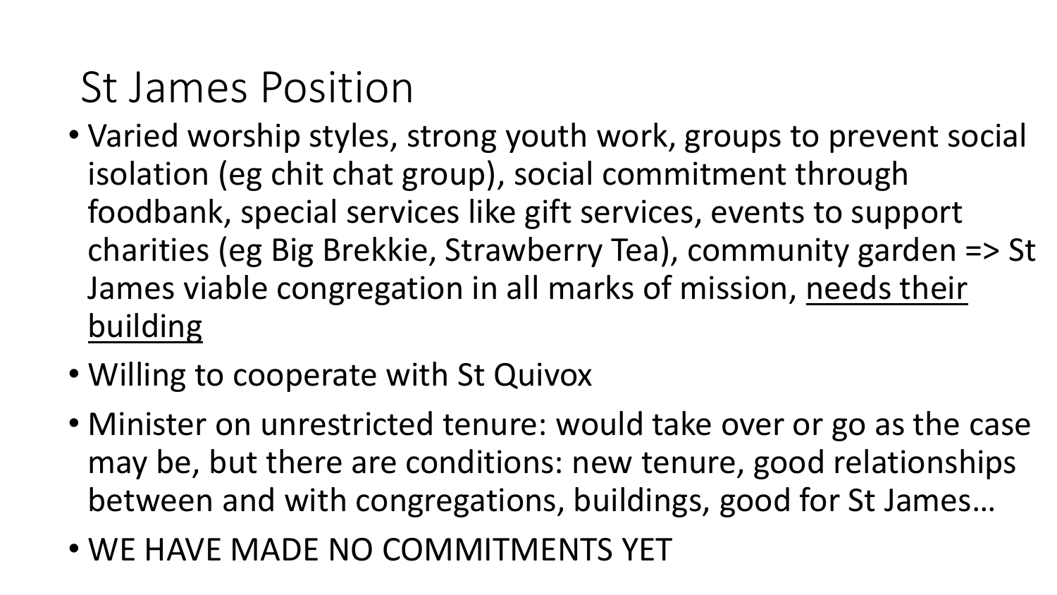# St James Position

- Varied worship styles, strong youth work, groups to prevent social isolation (eg chit chat group), social commitment through foodbank, special services like gift services, events to support charities (eg Big Brekkie, Strawberry Tea), community garden => St James viable congregation in all marks of mission, <u>needs their building</u>
- Willing to cooperate with St Quivox
- Minister on unrestricted tenure: would take over or go as the case may be, but there are conditions: new tenure, good relationships between and with congregations, buildings, good for St James…
- WE HAVE MADE NO COMMITMENTS YET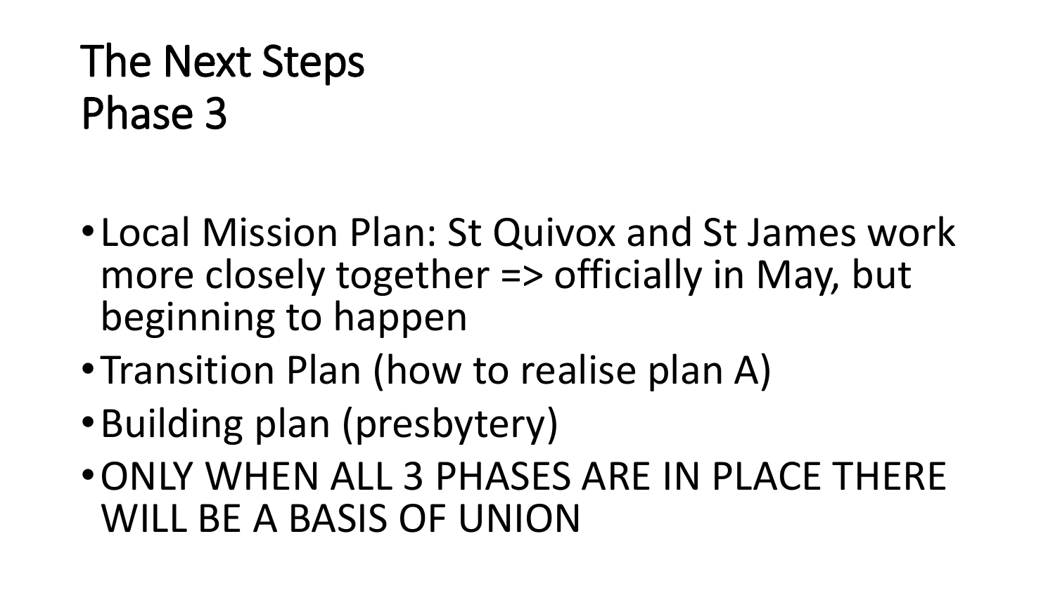# The Next Steps
# Phase 3

- Local Mission Plan: St Quivox and St James work more closely together => officially in May, but beginning to happen
- Transition Plan (how to realise plan A)
- Building plan (presbytery)
- ONLY WHEN ALL 3 PHASES ARE IN PLACE THERE WILL BE A BASIS OF UNION